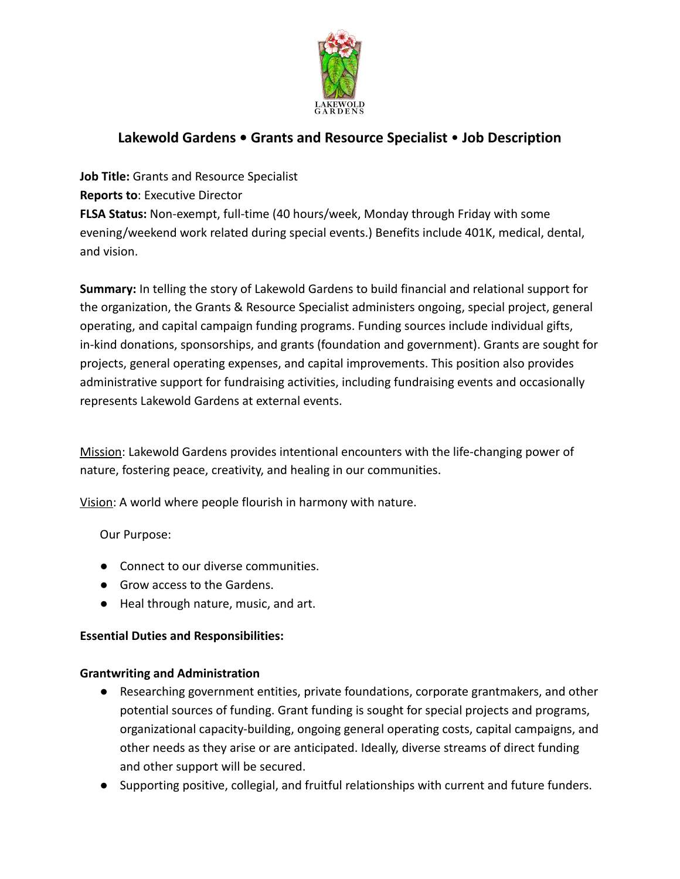# Lakewold Gardens • Grants and Resource Specialist • Job Description

**Job Title:** Grants and Resource Specialist
**Reports to**: Executive Director
**FLSA Status:** Non-exempt, full-time (40 hours/week, Monday through Friday with some evening/weekend work related during special events.) Benefits include 401K, medical, dental, and vision.

**Summary:** In telling the story of Lakewold Gardens to build financial and relational support for the organization, the Grants & Resource Specialist administers ongoing, special project, general operating, and capital campaign funding programs. Funding sources include individual gifts, in-kind donations, sponsorships, and grants (foundation and government). Grants are sought for projects, general operating expenses, and capital improvements. This position also provides administrative support for fundraising activities, including fundraising events and occasionally represents Lakewold Gardens at external events.

Mission: Lakewold Gardens provides intentional encounters with the life-changing power of nature, fostering peace, creativity, and healing in our communities.

Vision: A world where people flourish in harmony with nature.

Our Purpose:

- Connect to our diverse communities.
- Grow access to the Gardens.
- Heal through nature, music, and art.

**Essential Duties and Responsibilities:**

**Grantwriting and Administration**

- Researching government entities, private foundations, corporate grantmakers, and other potential sources of funding. Grant funding is sought for special projects and programs, organizational capacity-building, ongoing general operating costs, capital campaigns, and other needs as they arise or are anticipated. Ideally, diverse streams of direct funding and other support will be secured.
- Supporting positive, collegial, and fruitful relationships with current and future funders.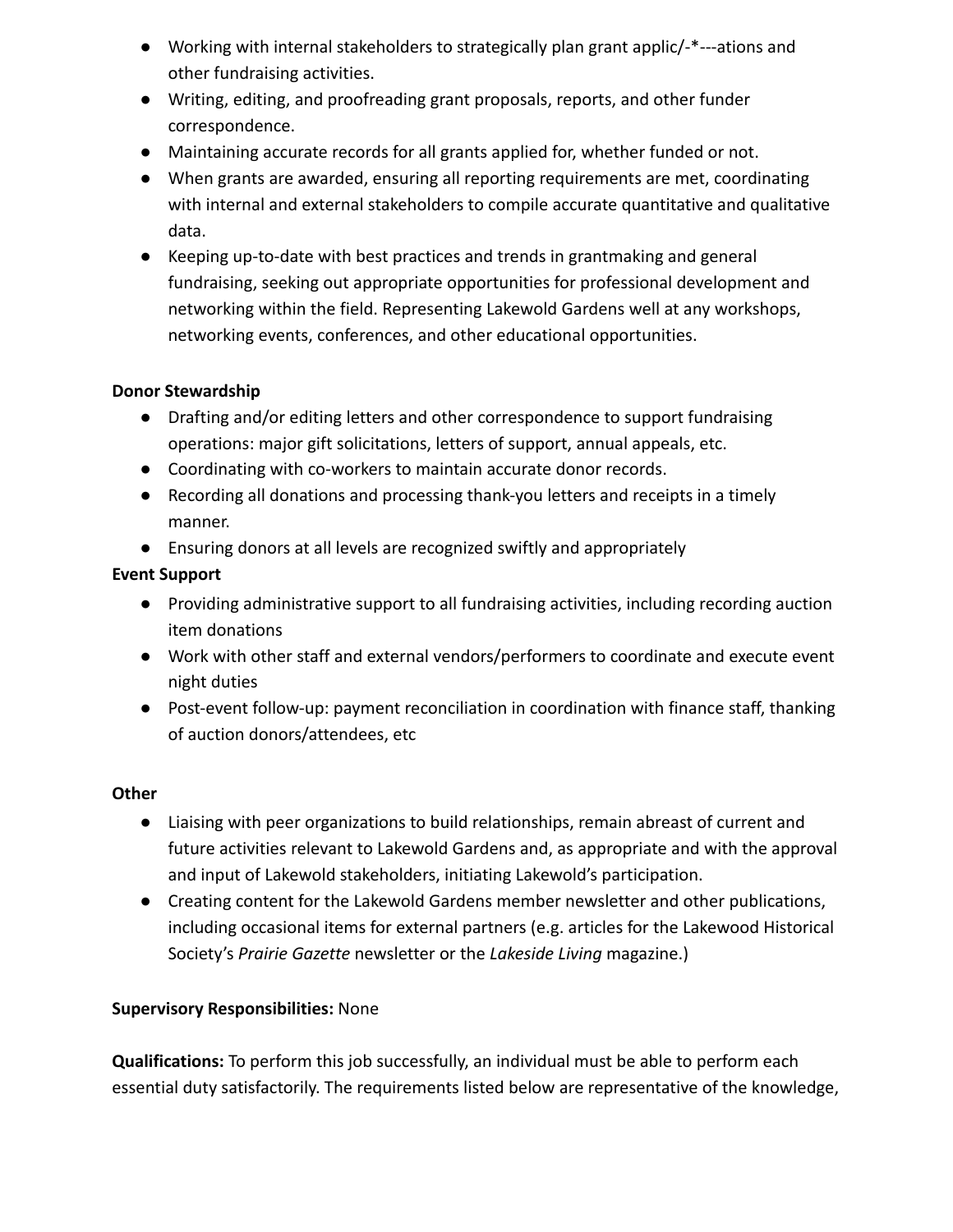- Working with internal stakeholders to strategically plan grant applic/-*---ations and other fundraising activities.
- Writing, editing, and proofreading grant proposals, reports, and other funder correspondence.
- Maintaining accurate records for all grants applied for, whether funded or not.
- When grants are awarded, ensuring all reporting requirements are met, coordinating with internal and external stakeholders to compile accurate quantitative and qualitative data.
- Keeping up-to-date with best practices and trends in grantmaking and general fundraising, seeking out appropriate opportunities for professional development and networking within the field. Representing Lakewold Gardens well at any workshops, networking events, conferences, and other educational opportunities.

**Donor Stewardship**

- Drafting and/or editing letters and other correspondence to support fundraising operations: major gift solicitations, letters of support, annual appeals, etc.
- Coordinating with co-workers to maintain accurate donor records.
- Recording all donations and processing thank-you letters and receipts in a timely manner.
- Ensuring donors at all levels are recognized swiftly and appropriately

**Event Support**

- Providing administrative support to all fundraising activities, including recording auction item donations
- Work with other staff and external vendors/performers to coordinate and execute event night duties
- Post-event follow-up: payment reconciliation in coordination with finance staff, thanking of auction donors/attendees, etc

**Other**

- Liaising with peer organizations to build relationships, remain abreast of current and future activities relevant to Lakewold Gardens and, as appropriate and with the approval and input of Lakewold stakeholders, initiating Lakewold's participation.
- Creating content for the Lakewold Gardens member newsletter and other publications, including occasional items for external partners (e.g. articles for the Lakewood Historical Society's *Prairie Gazette* newsletter or the *Lakeside Living* magazine.)

**Supervisory Responsibilities:** None

**Qualifications:** To perform this job successfully, an individual must be able to perform each essential duty satisfactorily. The requirements listed below are representative of the knowledge,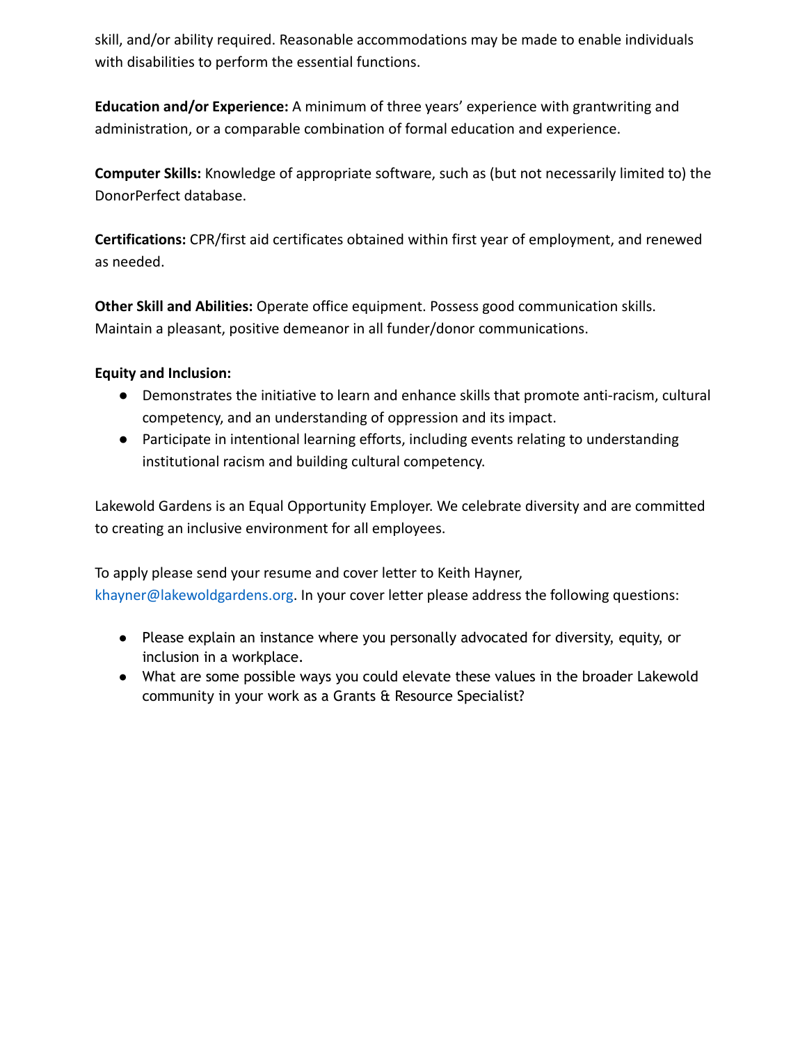skill, and/or ability required. Reasonable accommodations may be made to enable individuals with disabilities to perform the essential functions.

**Education and/or Experience:** A minimum of three years' experience with grantwriting and administration, or a comparable combination of formal education and experience.

**Computer Skills:** Knowledge of appropriate software, such as (but not necessarily limited to) the DonorPerfect database.

**Certifications:** CPR/first aid certificates obtained within first year of employment, and renewed as needed.

**Other Skill and Abilities:** Operate office equipment. Possess good communication skills. Maintain a pleasant, positive demeanor in all funder/donor communications.

**Equity and Inclusion:**

- Demonstrates the initiative to learn and enhance skills that promote anti-racism, cultural competency, and an understanding of oppression and its impact.
- Participate in intentional learning efforts, including events relating to understanding institutional racism and building cultural competency.

Lakewold Gardens is an Equal Opportunity Employer. We celebrate diversity and are committed to creating an inclusive environment for all employees.

To apply please send your resume and cover letter to Keith Hayner, khayner@lakewoldgardens.org. In your cover letter please address the following questions:

- Please explain an instance where you personally advocated for diversity, equity, or inclusion in a workplace.
- What are some possible ways you could elevate these values in the broader Lakewold community in your work as a Grants & Resource Specialist?